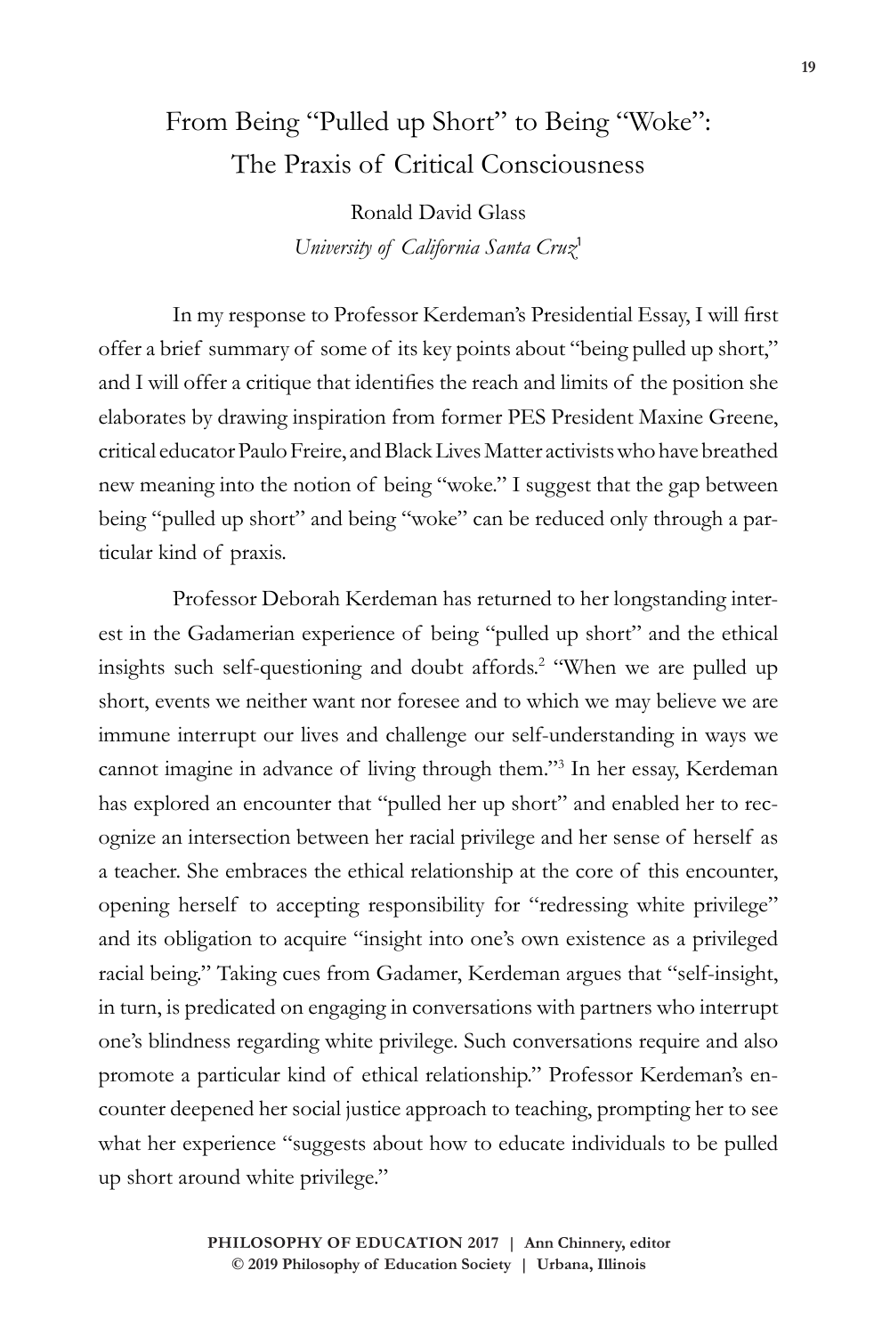# From Being "Pulled up Short" to Being "Woke": The Praxis of Critical Consciousness

Ronald David Glass

*University of California Santa Cruz*[1]

In my response to Professor Kerdeman's Presidential Essay, I will first offer a brief summary of some of its key points about "being pulled up short," and I will offer a critique that identifies the reach and limits of the position she elaborates by drawing inspiration from former PES President Maxine Greene, critical educator Paulo Freire, and Black Lives Matter activists who have breathed new meaning into the notion of being "woke." I suggest that the gap between being "pulled up short" and being "woke" can be reduced only through a particular kind of praxis.

Professor Deborah Kerdeman has returned to her longstanding interest in the Gadamerian experience of being "pulled up short" and the ethical insights such self-questioning and doubt affords.[2] "When we are pulled up short, events we neither want nor foresee and to which we may believe we are immune interrupt our lives and challenge our self-understanding in ways we cannot imagine in advance of living through them."[3] In her essay, Kerdeman has explored an encounter that "pulled her up short" and enabled her to recognize an intersection between her racial privilege and her sense of herself as a teacher. She embraces the ethical relationship at the core of this encounter, opening herself to accepting responsibility for "redressing white privilege" and its obligation to acquire "insight into one's own existence as a privileged racial being." Taking cues from Gadamer, Kerdeman argues that "self-insight, in turn, is predicated on engaging in conversations with partners who interrupt one's blindness regarding white privilege. Such conversations require and also promote a particular kind of ethical relationship." Professor Kerdeman's encounter deepened her social justice approach to teaching, prompting her to see what her experience "suggests about how to educate individuals to be pulled up short around white privilege."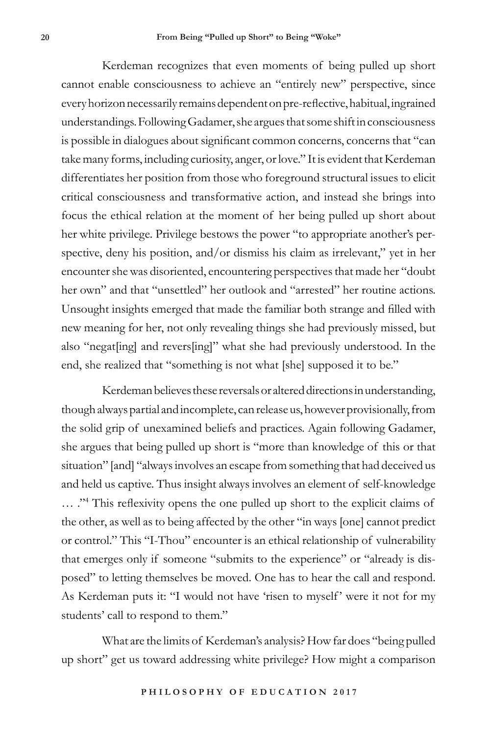Kerdeman recognizes that even moments of being pulled up short cannot enable consciousness to achieve an "entirely new" perspective, since every horizon necessarily remains dependent on pre-reflective, habitual, ingrained understandings. Following Gadamer, she argues that some shift in consciousness is possible in dialogues about significant common concerns, concerns that "can take many forms, including curiosity, anger, or love." It is evident that Kerdeman differentiates her position from those who foreground structural issues to elicit critical consciousness and transformative action, and instead she brings into focus the ethical relation at the moment of her being pulled up short about her white privilege. Privilege bestows the power "to appropriate another's perspective, deny his position, and/or dismiss his claim as irrelevant," yet in her encounter she was disoriented, encountering perspectives that made her "doubt her own" and that "unsettled" her outlook and "arrested" her routine actions. Unsought insights emerged that made the familiar both strange and filled with new meaning for her, not only revealing things she had previously missed, but also "negat[ing] and revers[ing]" what she had previously understood. In the end, she realized that "something is not what [she] supposed it to be."

Kerdeman believes these reversals or altered directions in understanding, though always partial and incomplete, can release us, however provisionally, from the solid grip of unexamined beliefs and practices. Again following Gadamer, she argues that being pulled up short is "more than knowledge of this or that situation" [and] "always involves an escape from something that had deceived us and held us captive. Thus insight always involves an element of self-knowledge … ."[4] This reflexivity opens the one pulled up short to the explicit claims of the other, as well as to being affected by the other "in ways [one] cannot predict or control." This "I-Thou" encounter is an ethical relationship of vulnerability that emerges only if someone "submits to the experience" or "already is disposed" to letting themselves be moved. One has to hear the call and respond. As Kerdeman puts it: "I would not have 'risen to myself' were it not for my students' call to respond to them."

What are the limits of Kerdeman's analysis? How far does "being pulled up short" get us toward addressing white privilege? How might a comparison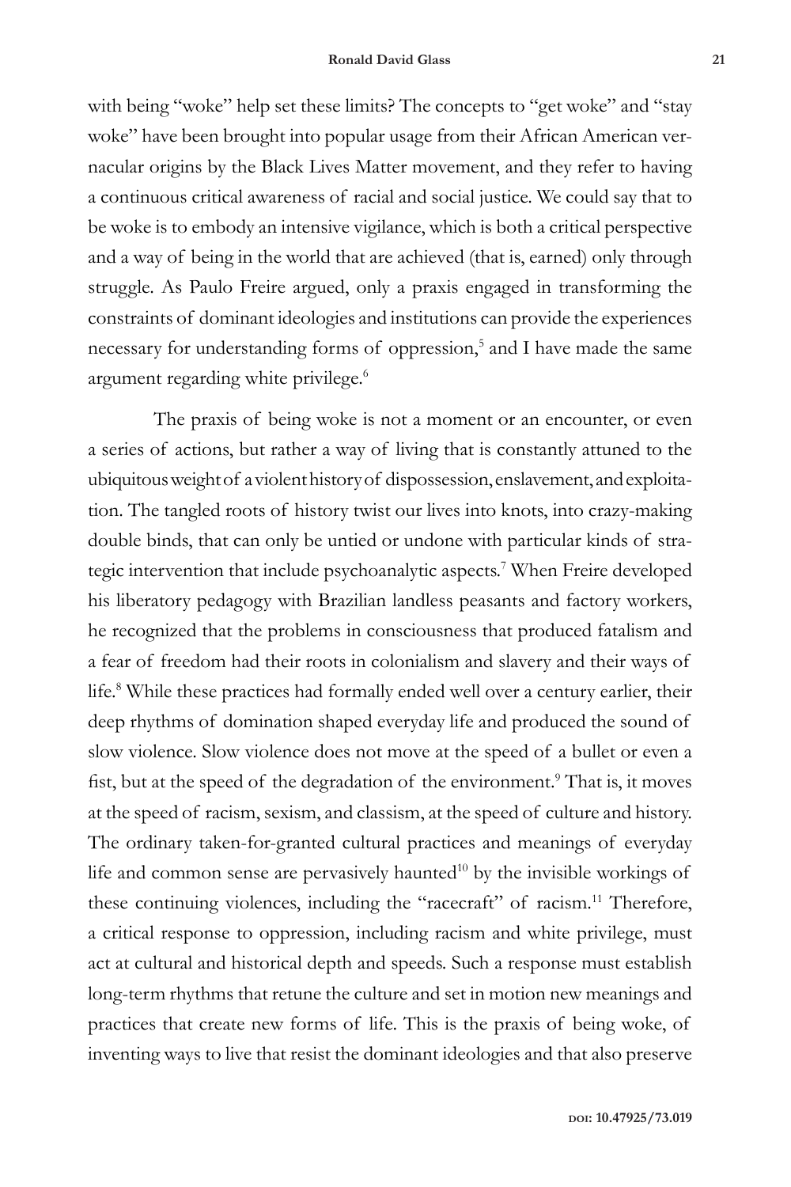with being "woke" help set these limits? The concepts to "get woke" and "stay woke" have been brought into popular usage from their African American vernacular origins by the Black Lives Matter movement, and they refer to having a continuous critical awareness of racial and social justice. We could say that to be woke is to embody an intensive vigilance, which is both a critical perspective and a way of being in the world that are achieved (that is, earned) only through struggle. As Paulo Freire argued, only a praxis engaged in transforming the constraints of dominant ideologies and institutions can provide the experiences necessary for understanding forms of oppression,[5] and I have made the same argument regarding white privilege.[6]

The praxis of being woke is not a moment or an encounter, or even a series of actions, but rather a way of living that is constantly attuned to the ubiquitous weight of a violent history of dispossession, enslavement, and exploitation. The tangled roots of history twist our lives into knots, into crazy-making double binds, that can only be untied or undone with particular kinds of strategic intervention that include psychoanalytic aspects.[7] When Freire developed his liberatory pedagogy with Brazilian landless peasants and factory workers, he recognized that the problems in consciousness that produced fatalism and a fear of freedom had their roots in colonialism and slavery and their ways of life.[8] While these practices had formally ended well over a century earlier, their deep rhythms of domination shaped everyday life and produced the sound of slow violence. Slow violence does not move at the speed of a bullet or even a fist, but at the speed of the degradation of the environment.[9] That is, it moves at the speed of racism, sexism, and classism, at the speed of culture and history. The ordinary taken-for-granted cultural practices and meanings of everyday life and common sense are pervasively haunted[10] by the invisible workings of these continuing violences, including the "racecraft" of racism.[11] Therefore, a critical response to oppression, including racism and white privilege, must act at cultural and historical depth and speeds. Such a response must establish long-term rhythms that retune the culture and set in motion new meanings and practices that create new forms of life. This is the praxis of being woke, of inventing ways to live that resist the dominant ideologies and that also preserve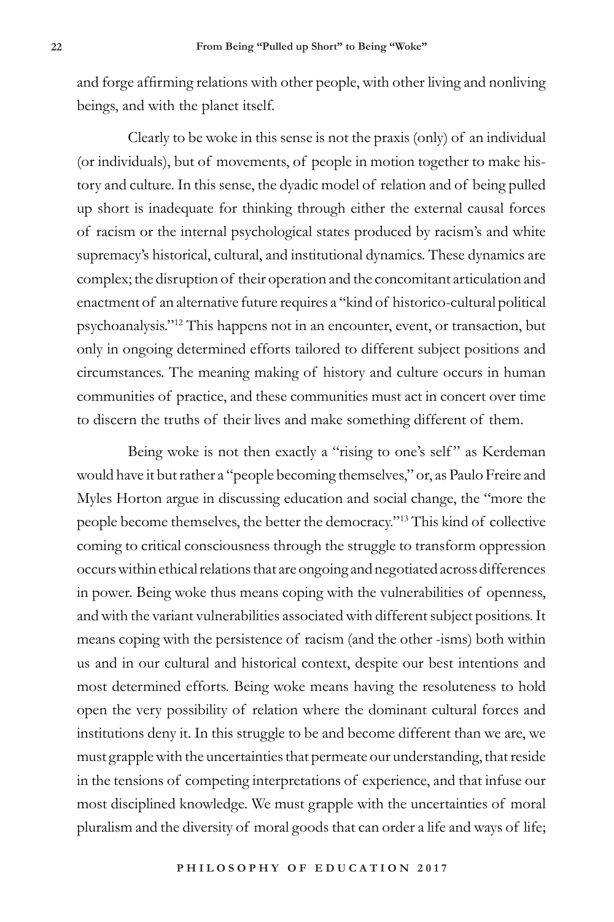and forge affirming relations with other people, with other living and nonliving beings, and with the planet itself.

Clearly to be woke in this sense is not the praxis (only) of an individual (or individuals), but of movements, of people in motion together to make history and culture. In this sense, the dyadic model of relation and of being pulled up short is inadequate for thinking through either the external causal forces of racism or the internal psychological states produced by racism's and white supremacy's historical, cultural, and institutional dynamics. These dynamics are complex; the disruption of their operation and the concomitant articulation and enactment of an alternative future requires a "kind of historico-cultural political psychoanalysis."[12] This happens not in an encounter, event, or transaction, but only in ongoing determined efforts tailored to different subject positions and circumstances. The meaning making of history and culture occurs in human communities of practice, and these communities must act in concert over time to discern the truths of their lives and make something different of them.

Being woke is not then exactly a "rising to one's self" as Kerdeman would have it but rather a "people becoming themselves," or, as Paulo Freire and Myles Horton argue in discussing education and social change, the "more the people become themselves, the better the democracy."[13] This kind of collective coming to critical consciousness through the struggle to transform oppression occurs within ethical relations that are ongoing and negotiated across differences in power. Being woke thus means coping with the vulnerabilities of openness, and with the variant vulnerabilities associated with different subject positions. It means coping with the persistence of racism (and the other -isms) both within us and in our cultural and historical context, despite our best intentions and most determined efforts. Being woke means having the resoluteness to hold open the very possibility of relation where the dominant cultural forces and institutions deny it. In this struggle to be and become different than we are, we must grapple with the uncertainties that permeate our understanding, that reside in the tensions of competing interpretations of experience, and that infuse our most disciplined knowledge. We must grapple with the uncertainties of moral pluralism and the diversity of moral goods that can order a life and ways of life;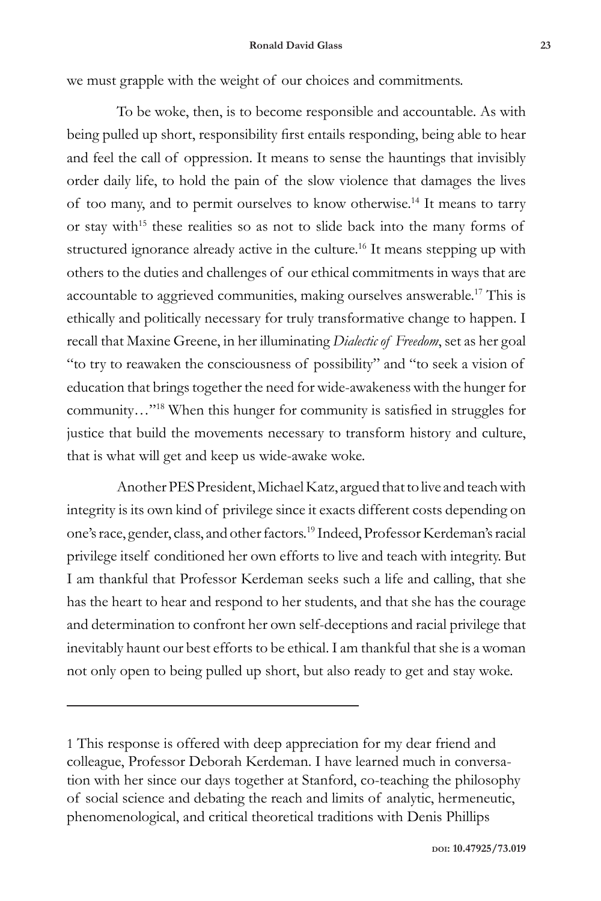we must grapple with the weight of our choices and commitments.

To be woke, then, is to become responsible and accountable. As with being pulled up short, responsibility first entails responding, being able to hear and feel the call of oppression. It means to sense the hauntings that invisibly order daily life, to hold the pain of the slow violence that damages the lives of too many, and to permit ourselves to know otherwise.[14] It means to tarry or stay with[15] these realities so as not to slide back into the many forms of structured ignorance already active in the culture.[16] It means stepping up with others to the duties and challenges of our ethical commitments in ways that are accountable to aggrieved communities, making ourselves answerable.[17] This is ethically and politically necessary for truly transformative change to happen. I recall that Maxine Greene, in her illuminating *Dialectic of Freedom*, set as her goal "to try to reawaken the consciousness of possibility" and "to seek a vision of education that brings together the need for wide-awakeness with the hunger for community…"[18] When this hunger for community is satisfied in struggles for justice that build the movements necessary to transform history and culture, that is what will get and keep us wide-awake woke.

Another PES President, Michael Katz, argued that to live and teach with integrity is its own kind of privilege since it exacts different costs depending on one's race, gender, class, and other factors.[19] Indeed, Professor Kerdeman's racial privilege itself conditioned her own efforts to live and teach with integrity. But I am thankful that Professor Kerdeman seeks such a life and calling, that she has the heart to hear and respond to her students, and that she has the courage and determination to confront her own self-deceptions and racial privilege that inevitably haunt our best efforts to be ethical. I am thankful that she is a woman not only open to being pulled up short, but also ready to get and stay woke.

---

1 This response is offered with deep appreciation for my dear friend and colleague, Professor Deborah Kerdeman. I have learned much in conversation with her since our days together at Stanford, co-teaching the philosophy of social science and debating the reach and limits of analytic, hermeneutic, phenomenological, and critical theoretical traditions with Denis Phillips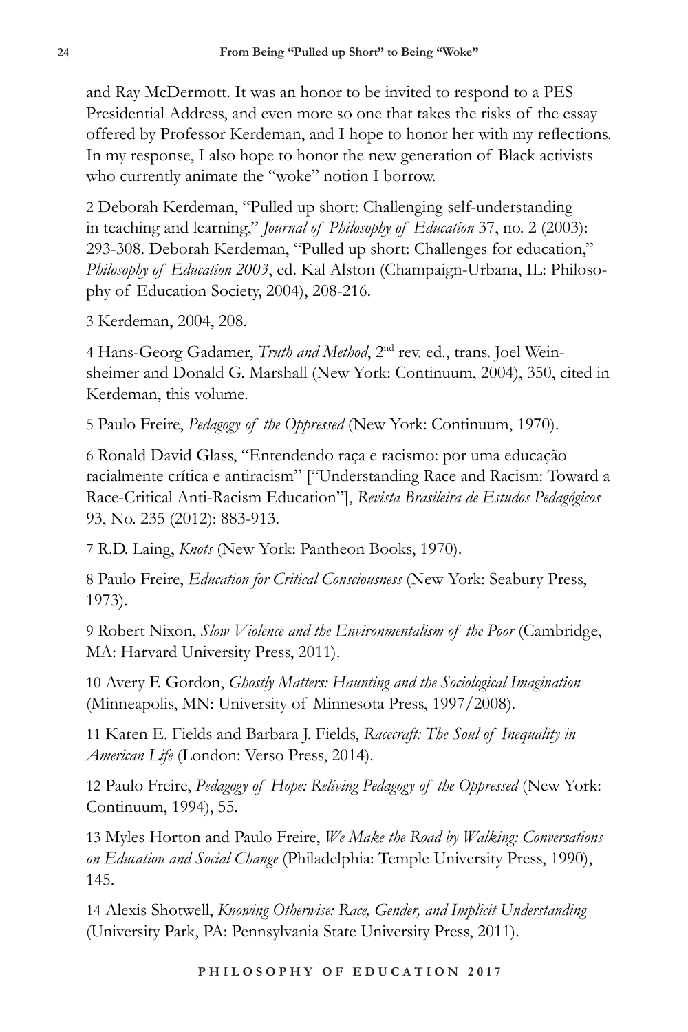and Ray McDermott. It was an honor to be invited to respond to a PES Presidential Address, and even more so one that takes the risks of the essay offered by Professor Kerdeman, and I hope to honor her with my reflections. In my response, I also hope to honor the new generation of Black activists who currently animate the "woke" notion I borrow.

2 Deborah Kerdeman, "Pulled up short: Challenging self-understanding in teaching and learning," *Journal of Philosophy of Education* 37, no. 2 (2003): 293-308. Deborah Kerdeman, "Pulled up short: Challenges for education," *Philosophy of Education 2003*, ed. Kal Alston (Champaign-Urbana, IL: Philosophy of Education Society, 2004), 208-216.

3 Kerdeman, 2004, 208.

4 Hans-Georg Gadamer, *Truth and Method*, 2nd rev. ed., trans. Joel Weinsheimer and Donald G. Marshall (New York: Continuum, 2004), 350, cited in Kerdeman, this volume.

5 Paulo Freire, *Pedagogy of the Oppressed* (New York: Continuum, 1970).

6 Ronald David Glass, "Entendendo raça e racismo: por uma educação racialmente crítica e antiracism" ["Understanding Race and Racism: Toward a Race-Critical Anti-Racism Education"], *Revista Brasileira de Estudos Pedagógicos* 93, No. 235 (2012): 883-913.

7 R.D. Laing, *Knots* (New York: Pantheon Books, 1970).

8 Paulo Freire, *Education for Critical Consciousness* (New York: Seabury Press, 1973).

9 Robert Nixon, *Slow Violence and the Environmentalism of the Poor* (Cambridge, MA: Harvard University Press, 2011).

10 Avery F. Gordon, *Ghostly Matters: Haunting and the Sociological Imagination* (Minneapolis, MN: University of Minnesota Press, 1997/2008).

11 Karen E. Fields and Barbara J. Fields, *Racecraft: The Soul of Inequality in American Life* (London: Verso Press, 2014).

12 Paulo Freire, *Pedagogy of Hope: Reliving Pedagogy of the Oppressed* (New York: Continuum, 1994), 55.

13 Myles Horton and Paulo Freire, *We Make the Road by Walking: Conversations on Education and Social Change* (Philadelphia: Temple University Press, 1990), 145.

14 Alexis Shotwell, *Knowing Otherwise: Race, Gender, and Implicit Understanding* (University Park, PA: Pennsylvania State University Press, 2011).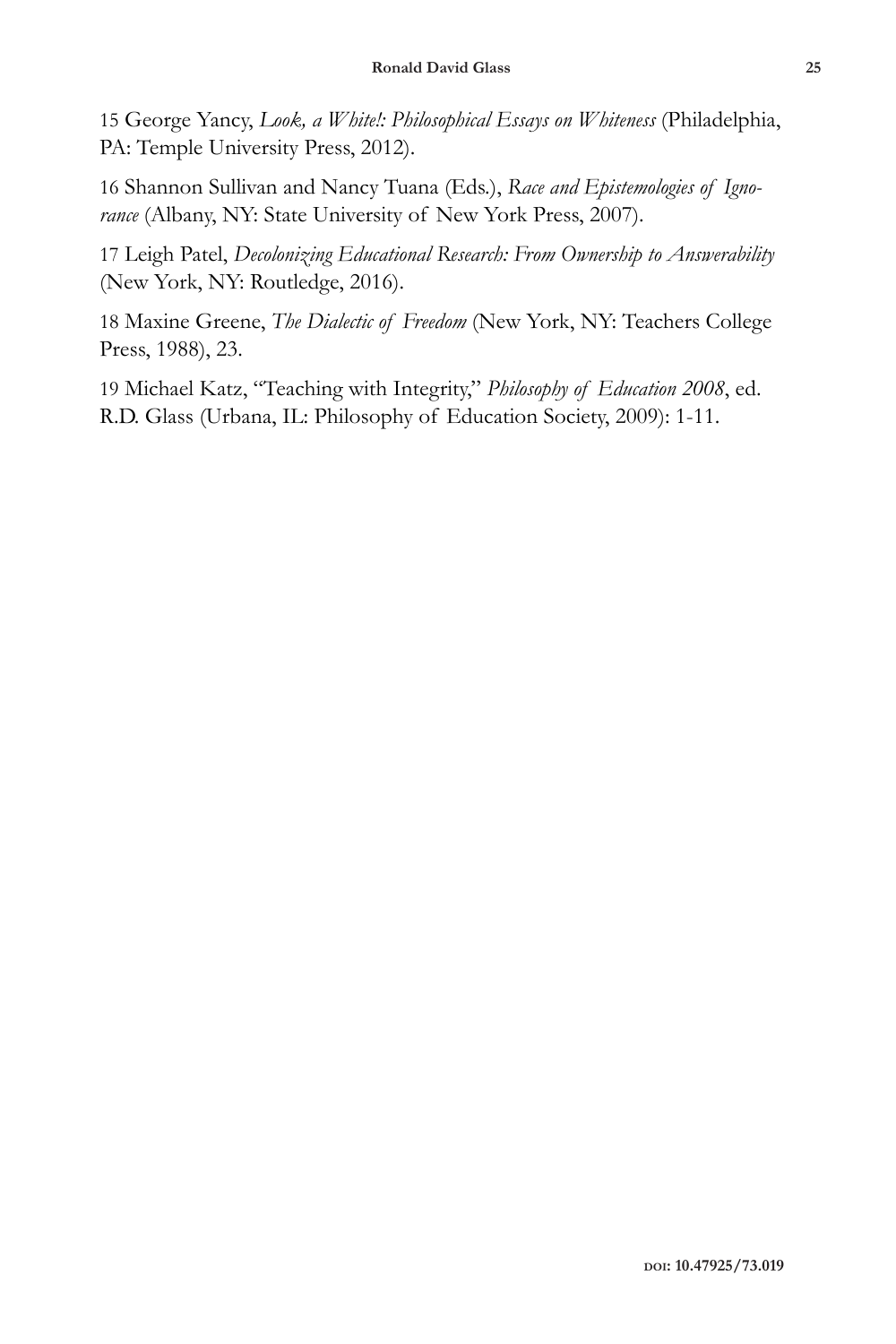15 George Yancy, *Look, a White!: Philosophical Essays on Whiteness* (Philadelphia, PA: Temple University Press, 2012).

16 Shannon Sullivan and Nancy Tuana (Eds.), *Race and Epistemologies of Ignorance* (Albany, NY: State University of New York Press, 2007).

17 Leigh Patel, *Decolonizing Educational Research: From Ownership to Answerability* (New York, NY: Routledge, 2016).

18 Maxine Greene, *The Dialectic of Freedom* (New York, NY: Teachers College Press, 1988), 23.

19 Michael Katz, "Teaching with Integrity," *Philosophy of Education 2008*, ed. R.D. Glass (Urbana, IL: Philosophy of Education Society, 2009): 1-11.